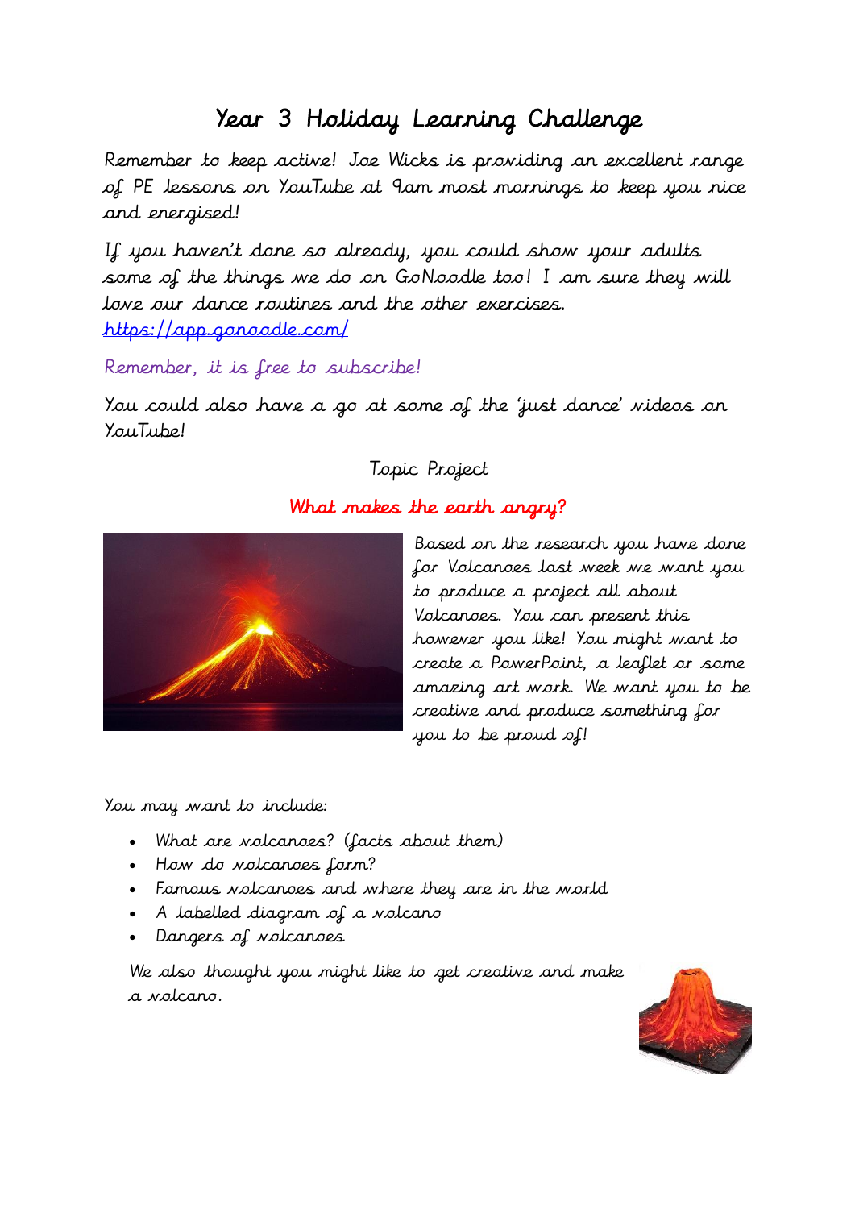# Year 3 Holiday Learning Challenge

Remember to keep active! Joe Wicks is providing an excellent range of PE lessons on YouTube at 9am most mornings to keep you nice and energised!

If you haven't done so already, you could show your adults some of the things we do on GoNoodle too! I am sure they will love our dance routines and the other exercises.
https://app.gonoodle.com/

Remember, it is free to subscribe!

You could also have a go at some of the 'just dance' videos on YouTube!

## Topic Project

### What makes the earth angry?

Based on the research you have done for Volcanoes last week we want you to produce a project all about Volcanoes. You can present this however you like! You might want to create a PowerPoint, a leaflet or some amazing art work. We want you to be creative and produce something for you to be proud of!

You may want to include:

- What are volcanoes? (facts about them)
- How do volcanoes form?
- Famous volcanoes and where they are in the world
- A labelled diagram of a volcano
- Dangers of volcanoes

We also thought you might like to get creative and make a volcano.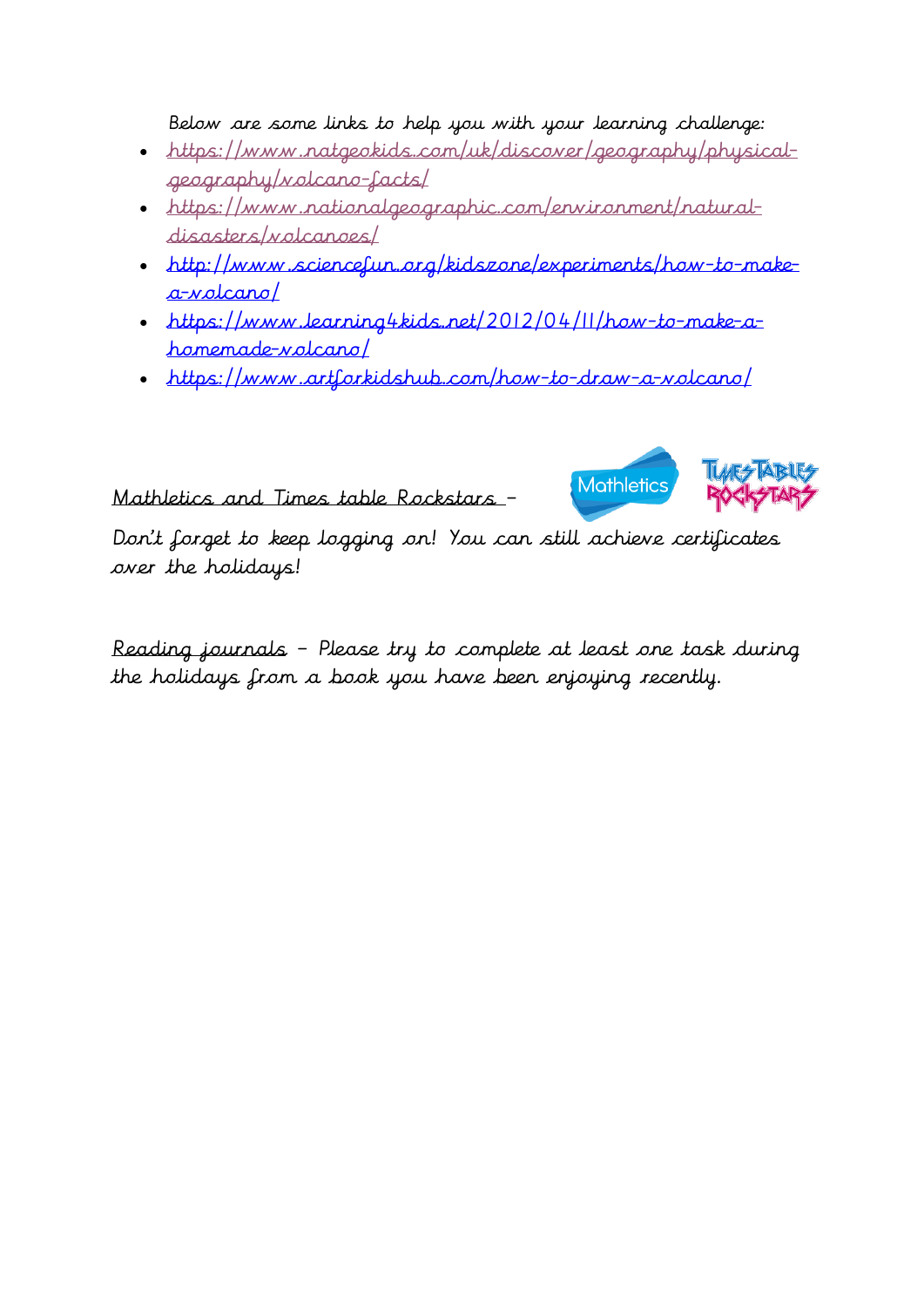Below are some links to help you with your learning challenge:

- https://www.natgeokids.com/uk/discover/geography/physical-geography/volcano-facts/
- https://www.nationalgeographic.com/environment/natural-disasters/volcanoes/
- http://www.sciencefun.org/kidszone/experiments/how-to-make-a-volcano/
- https://www.learning4kids.net/2012/04/11/how-to-make-a-homemade-volcano/
- https://www.artforkidshub.com/how-to-draw-a-volcano/

Mathletics and Times table Rockstars –

Don't forget to keep logging on! You can still achieve certificates over the holidays!

Reading journals – Please try to complete at least one task during the holidays from a book you have been enjoying recently.